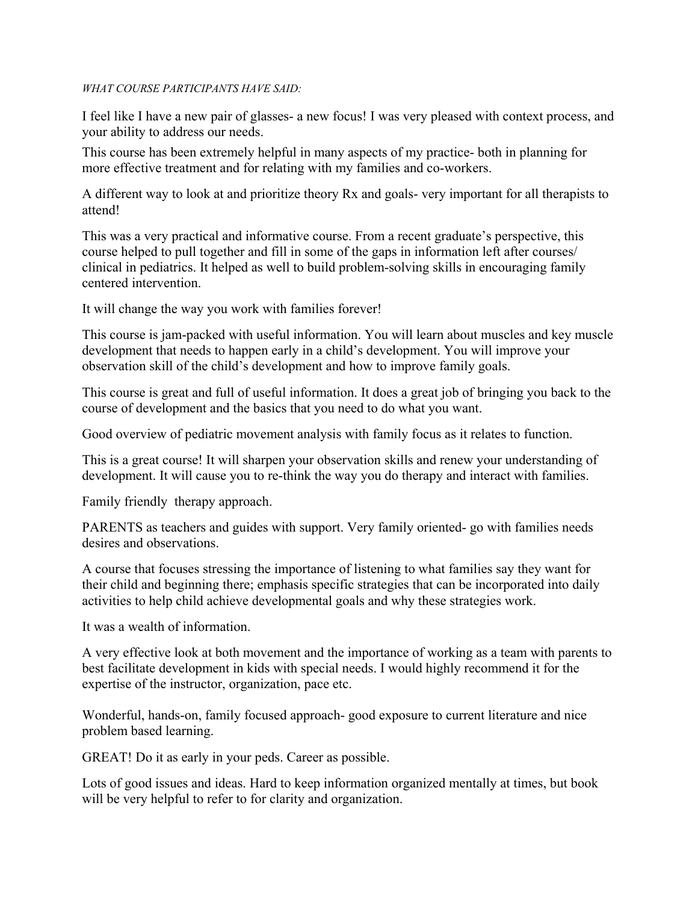*WHAT COURSE PARTICIPANTS HAVE SAID:*

I feel like I have a new pair of glasses- a new focus! I was very pleased with context process, and your ability to address our needs.

This course has been extremely helpful in many aspects of my practice- both in planning for more effective treatment and for relating with my families and co-workers.

A different way to look at and prioritize theory Rx and goals- very important for all therapists to attend!

This was a very practical and informative course. From a recent graduate's perspective, this course helped to pull together and fill in some of the gaps in information left after courses/ clinical in pediatrics. It helped as well to build problem-solving skills in encouraging family centered intervention.

It will change the way you work with families forever!

This course is jam-packed with useful information. You will learn about muscles and key muscle development that needs to happen early in a child's development. You will improve your observation skill of the child's development and how to improve family goals.

This course is great and full of useful information. It does a great job of bringing you back to the course of development and the basics that you need to do what you want.

Good overview of pediatric movement analysis with family focus as it relates to function.

This is a great course! It will sharpen your observation skills and renew your understanding of development. It will cause you to re-think the way you do therapy and interact with families.

Family friendly therapy approach.

PARENTS as teachers and guides with support. Very family oriented- go with families needs desires and observations.

A course that focuses stressing the importance of listening to what families say they want for their child and beginning there; emphasis specific strategies that can be incorporated into daily activities to help child achieve developmental goals and why these strategies work.

It was a wealth of information.

A very effective look at both movement and the importance of working as a team with parents to best facilitate development in kids with special needs. I would highly recommend it for the expertise of the instructor, organization, pace etc.

Wonderful, hands-on, family focused approach- good exposure to current literature and nice problem based learning.

GREAT! Do it as early in your peds. Career as possible.

Lots of good issues and ideas. Hard to keep information organized mentally at times, but book will be very helpful to refer to for clarity and organization.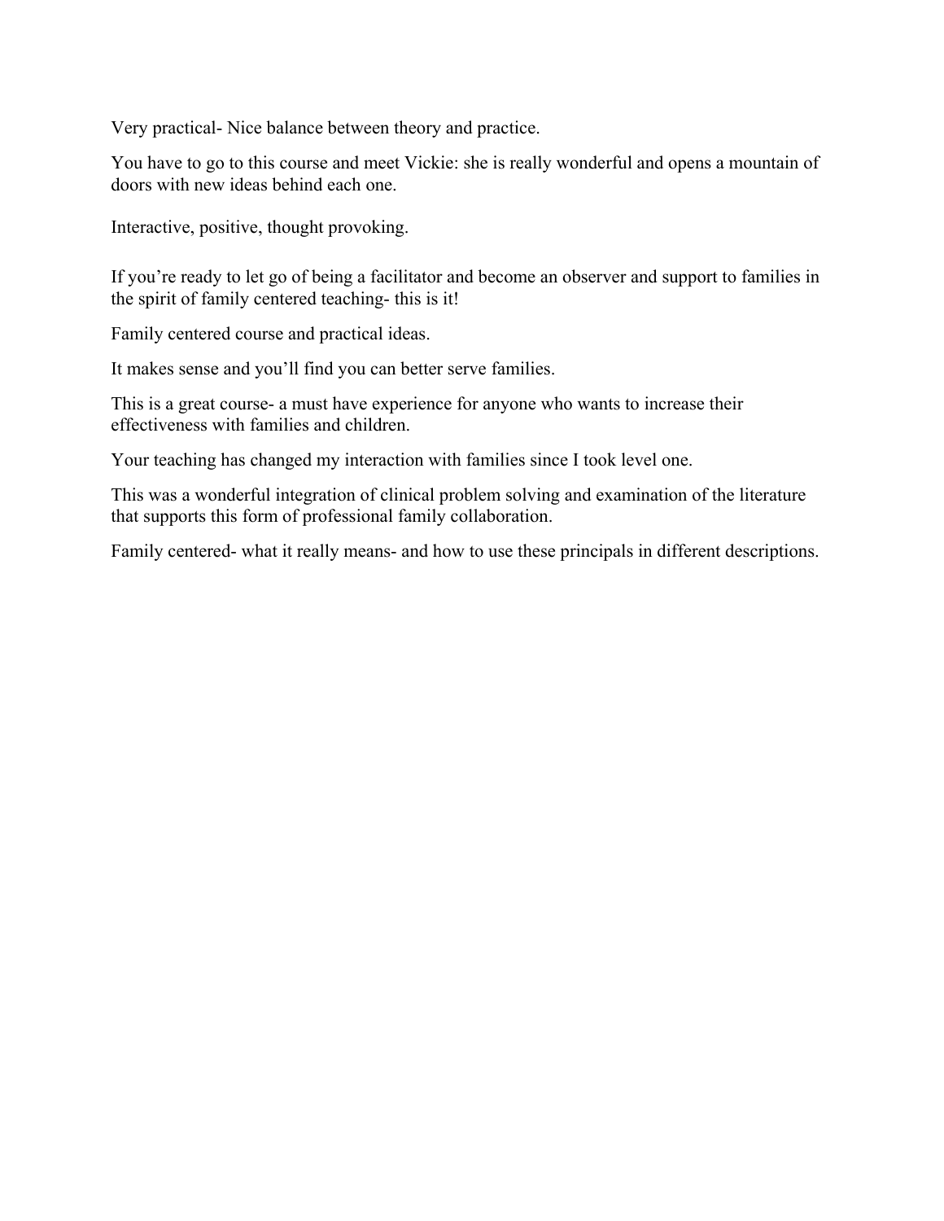Very practical- Nice balance between theory and practice.

You have to go to this course and meet Vickie: she is really wonderful and opens a mountain of doors with new ideas behind each one.

Interactive, positive, thought provoking.

If you're ready to let go of being a facilitator and become an observer and support to families in the spirit of family centered teaching- this is it!

Family centered course and practical ideas.

It makes sense and you'll find you can better serve families.

This is a great course- a must have experience for anyone who wants to increase their effectiveness with families and children.

Your teaching has changed my interaction with families since I took level one.

This was a wonderful integration of clinical problem solving and examination of the literature that supports this form of professional family collaboration.

Family centered- what it really means- and how to use these principals in different descriptions.